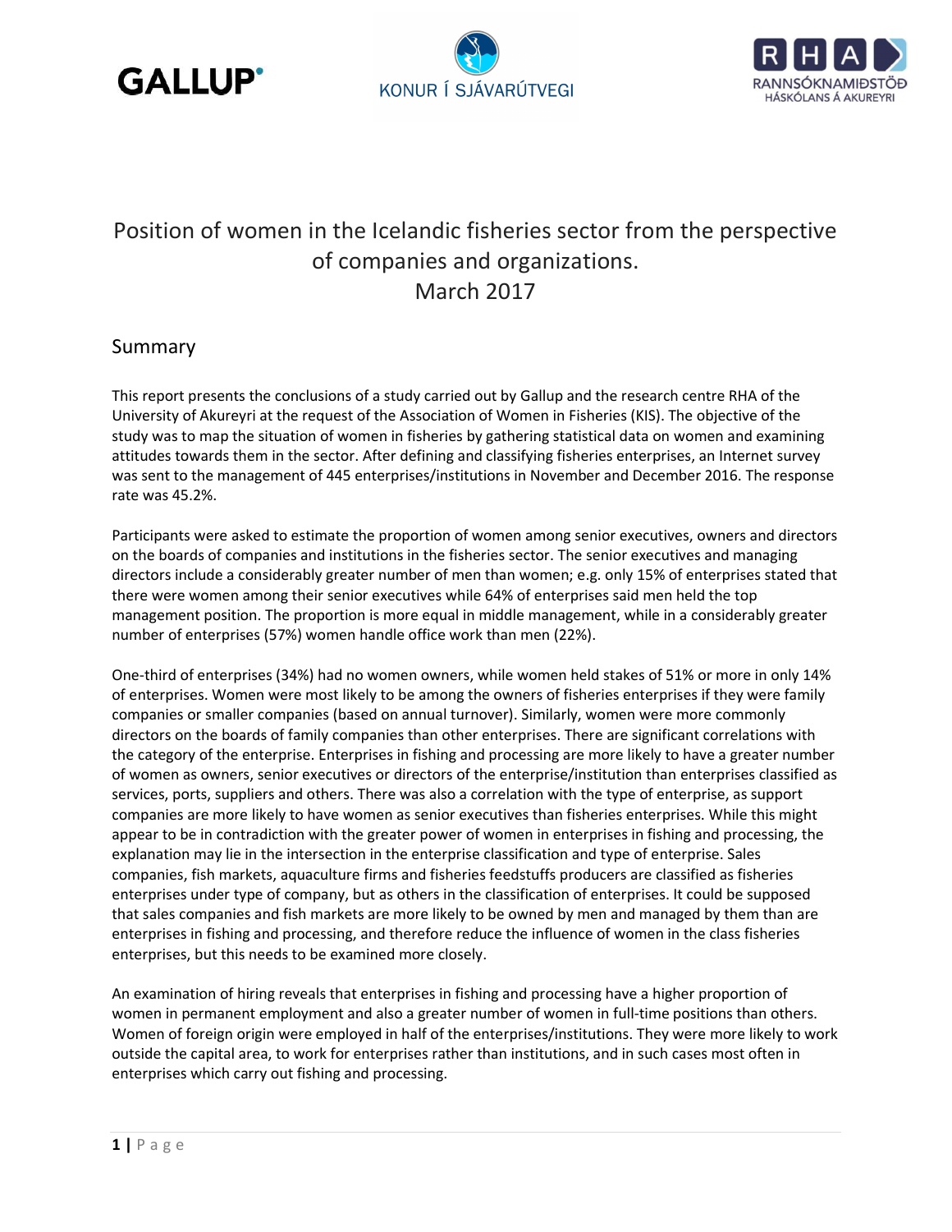# Position of women in the Icelandic fisheries sector from the perspective of companies and organizations.
March 2017

## Summary

This report presents the conclusions of a study carried out by Gallup and the research centre RHA of the University of Akureyri at the request of the Association of Women in Fisheries (KIS). The objective of the study was to map the situation of women in fisheries by gathering statistical data on women and examining attitudes towards them in the sector. After defining and classifying fisheries enterprises, an Internet survey was sent to the management of 445 enterprises/institutions in November and December 2016. The response rate was 45.2%.

Participants were asked to estimate the proportion of women among senior executives, owners and directors on the boards of companies and institutions in the fisheries sector. The senior executives and managing directors include a considerably greater number of men than women; e.g. only 15% of enterprises stated that there were women among their senior executives while 64% of enterprises said men held the top management position. The proportion is more equal in middle management, while in a considerably greater number of enterprises (57%) women handle office work than men (22%).

One-third of enterprises (34%) had no women owners, while women held stakes of 51% or more in only 14% of enterprises. Women were most likely to be among the owners of fisheries enterprises if they were family companies or smaller companies (based on annual turnover). Similarly, women were more commonly directors on the boards of family companies than other enterprises. There are significant correlations with the category of the enterprise. Enterprises in fishing and processing are more likely to have a greater number of women as owners, senior executives or directors of the enterprise/institution than enterprises classified as services, ports, suppliers and others. There was also a correlation with the type of enterprise, as support companies are more likely to have women as senior executives than fisheries enterprises. While this might appear to be in contradiction with the greater power of women in enterprises in fishing and processing, the explanation may lie in the intersection in the enterprise classification and type of enterprise. Sales companies, fish markets, aquaculture firms and fisheries feedstuffs producers are classified as fisheries enterprises under type of company, but as others in the classification of enterprises. It could be supposed that sales companies and fish markets are more likely to be owned by men and managed by them than are enterprises in fishing and processing, and therefore reduce the influence of women in the class fisheries enterprises, but this needs to be examined more closely.

An examination of hiring reveals that enterprises in fishing and processing have a higher proportion of women in permanent employment and also a greater number of women in full-time positions than others. Women of foreign origin were employed in half of the enterprises/institutions. They were more likely to work outside the capital area, to work for enterprises rather than institutions, and in such cases most often in enterprises which carry out fishing and processing.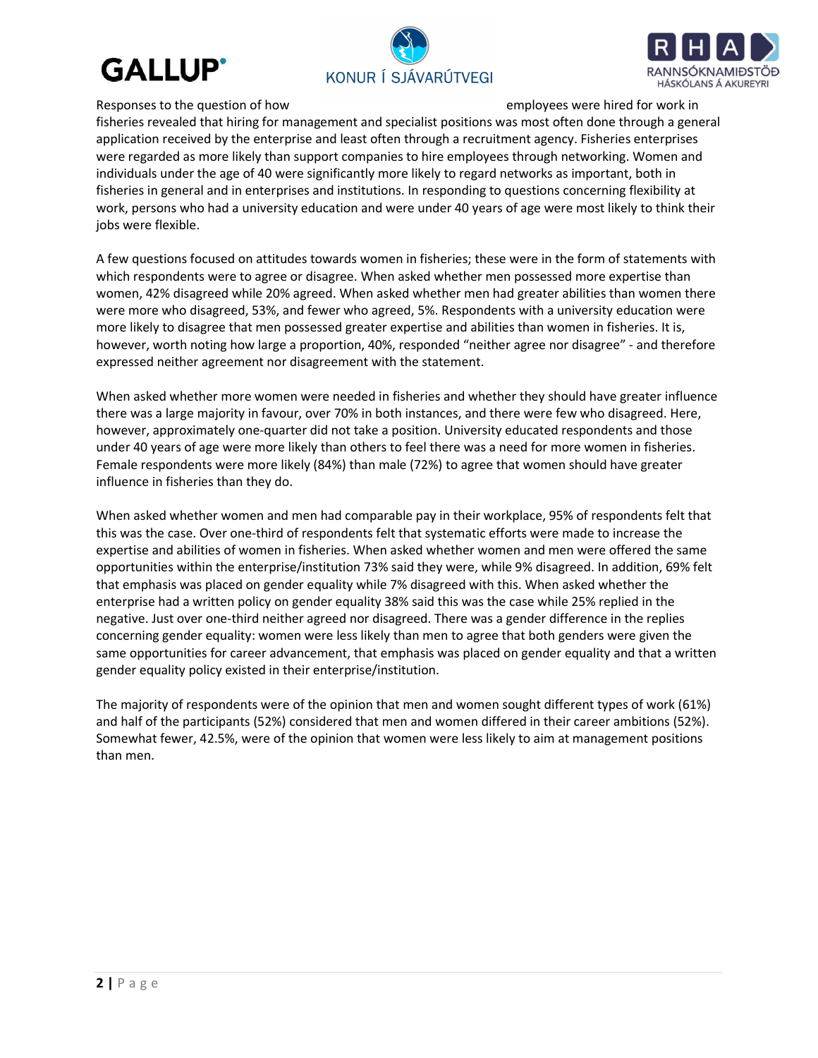Responses to the question of how employees were hired for work in fisheries revealed that hiring for management and specialist positions was most often done through a general application received by the enterprise and least often through a recruitment agency. Fisheries enterprises were regarded as more likely than support companies to hire employees through networking. Women and individuals under the age of 40 were significantly more likely to regard networks as important, both in fisheries in general and in enterprises and institutions. In responding to questions concerning flexibility at work, persons who had a university education and were under 40 years of age were most likely to think their jobs were flexible.

A few questions focused on attitudes towards women in fisheries; these were in the form of statements with which respondents were to agree or disagree. When asked whether men possessed more expertise than women, 42% disagreed while 20% agreed. When asked whether men had greater abilities than women there were more who disagreed, 53%, and fewer who agreed, 5%. Respondents with a university education were more likely to disagree that men possessed greater expertise and abilities than women in fisheries. It is, however, worth noting how large a proportion, 40%, responded "neither agree nor disagree" - and therefore expressed neither agreement nor disagreement with the statement.

When asked whether more women were needed in fisheries and whether they should have greater influence there was a large majority in favour, over 70% in both instances, and there were few who disagreed. Here, however, approximately one-quarter did not take a position. University educated respondents and those under 40 years of age were more likely than others to feel there was a need for more women in fisheries. Female respondents were more likely (84%) than male (72%) to agree that women should have greater influence in fisheries than they do.

When asked whether women and men had comparable pay in their workplace, 95% of respondents felt that this was the case. Over one-third of respondents felt that systematic efforts were made to increase the expertise and abilities of women in fisheries. When asked whether women and men were offered the same opportunities within the enterprise/institution 73% said they were, while 9% disagreed. In addition, 69% felt that emphasis was placed on gender equality while 7% disagreed with this. When asked whether the enterprise had a written policy on gender equality 38% said this was the case while 25% replied in the negative. Just over one-third neither agreed nor disagreed. There was a gender difference in the replies concerning gender equality: women were less likely than men to agree that both genders were given the same opportunities for career advancement, that emphasis was placed on gender equality and that a written gender equality policy existed in their enterprise/institution.

The majority of respondents were of the opinion that men and women sought different types of work (61%) and half of the participants (52%) considered that men and women differed in their career ambitions (52%). Somewhat fewer, 42.5%, were of the opinion that women were less likely to aim at management positions than men.